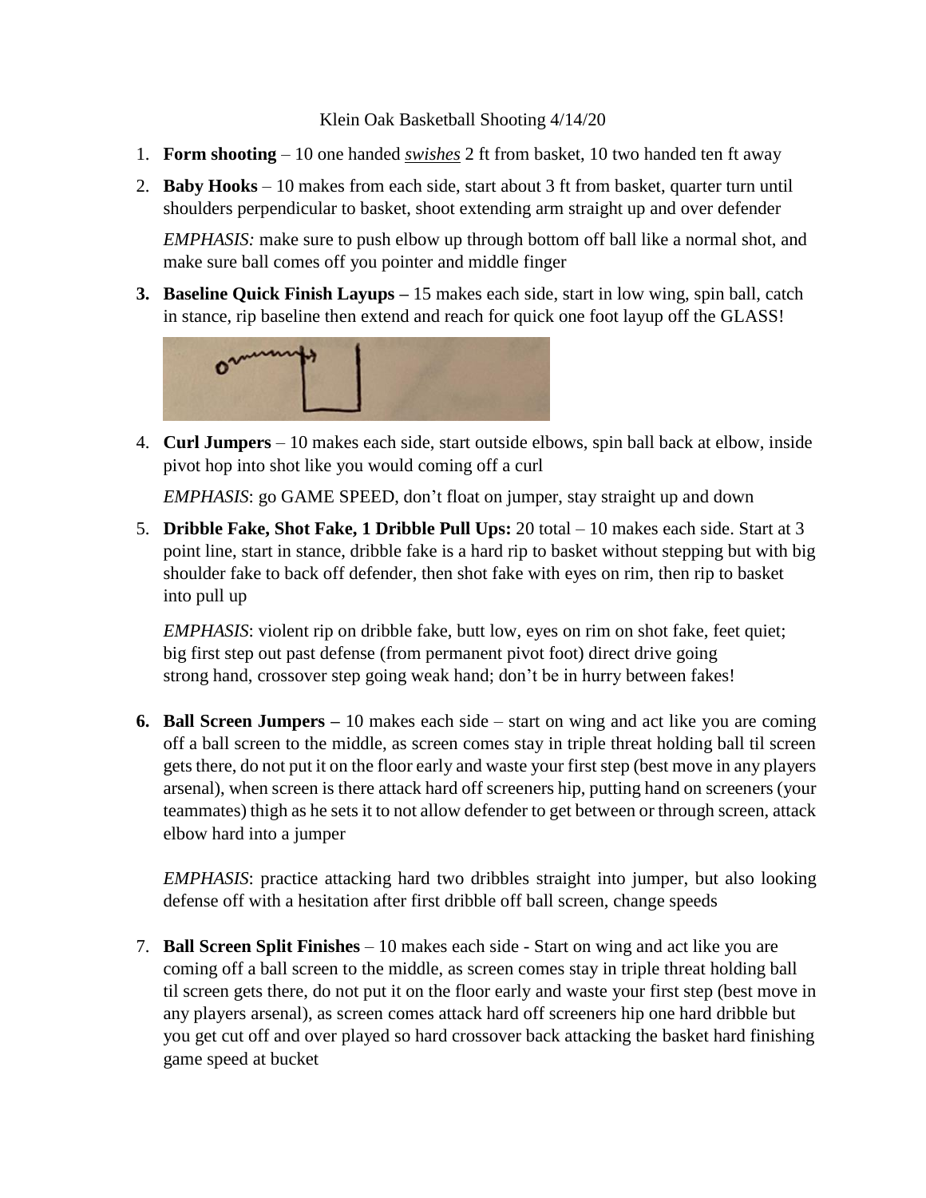Klein Oak Basketball Shooting 4/14/20

1. **Form shooting** – 10 one handed ***swishes*** 2 ft from basket, 10 two handed ten ft away
2. **Baby Hooks** – 10 makes from each side, start about 3 ft from basket, quarter turn until shoulders perpendicular to basket, shoot extending arm straight up and over defender

   *EMPHASIS:* make sure to push elbow up through bottom off ball like a normal shot, and make sure ball comes off you pointer and middle finger

3. **Baseline Quick Finish Layups –** 15 makes each side, start in low wing, spin ball, catch in stance, rip baseline then extend and reach for quick one foot layup off the GLASS!

4. **Curl Jumpers** – 10 makes each side, start outside elbows, spin ball back at elbow, inside pivot hop into shot like you would coming off a curl

   *EMPHASIS*: go GAME SPEED, don't float on jumper, stay straight up and down

5. **Dribble Fake, Shot Fake, 1 Dribble Pull Ups:** 20 total – 10 makes each side. Start at 3 point line, start in stance, dribble fake is a hard rip to basket without stepping but with big shoulder fake to back off defender, then shot fake with eyes on rim, then rip to basket into pull up

   *EMPHASIS*: violent rip on dribble fake, butt low, eyes on rim on shot fake, feet quiet; big first step out past defense (from permanent pivot foot) direct drive going strong hand, crossover step going weak hand; don't be in hurry between fakes!

6. **Ball Screen Jumpers –** 10 makes each side – start on wing and act like you are coming off a ball screen to the middle, as screen comes stay in triple threat holding ball til screen gets there, do not put it on the floor early and waste your first step (best move in any players arsenal), when screen is there attack hard off screeners hip, putting hand on screeners (your teammates) thigh as he sets it to not allow defender to get between or through screen, attack elbow hard into a jumper

   *EMPHASIS*: practice attacking hard two dribbles straight into jumper, but also looking defense off with a hesitation after first dribble off ball screen, change speeds

7. **Ball Screen Split Finishes** – 10 makes each side - Start on wing and act like you are coming off a ball screen to the middle, as screen comes stay in triple threat holding ball til screen gets there, do not put it on the floor early and waste your first step (best move in any players arsenal), as screen comes attack hard off screeners hip one hard dribble but you get cut off and over played so hard crossover back attacking the basket hard finishing game speed at bucket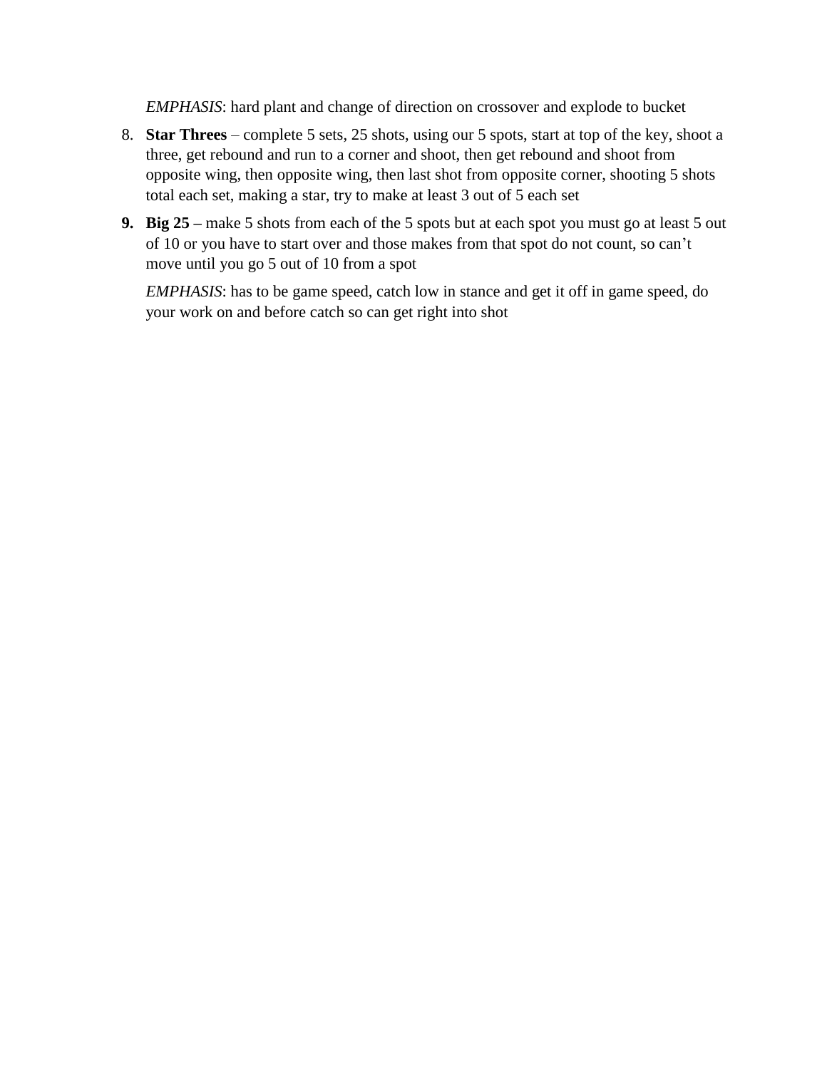*EMPHASIS*: hard plant and change of direction on crossover and explode to bucket

8. **Star Threes** – complete 5 sets, 25 shots, using our 5 spots, start at top of the key, shoot a three, get rebound and run to a corner and shoot, then get rebound and shoot from opposite wing, then opposite wing, then last shot from opposite corner, shooting 5 shots total each set, making a star, try to make at least 3 out of 5 each set

9. **Big 25 –** make 5 shots from each of the 5 spots but at each spot you must go at least 5 out of 10 or you have to start over and those makes from that spot do not count, so can't move until you go 5 out of 10 from a spot

   *EMPHASIS*: has to be game speed, catch low in stance and get it off in game speed, do your work on and before catch so can get right into shot